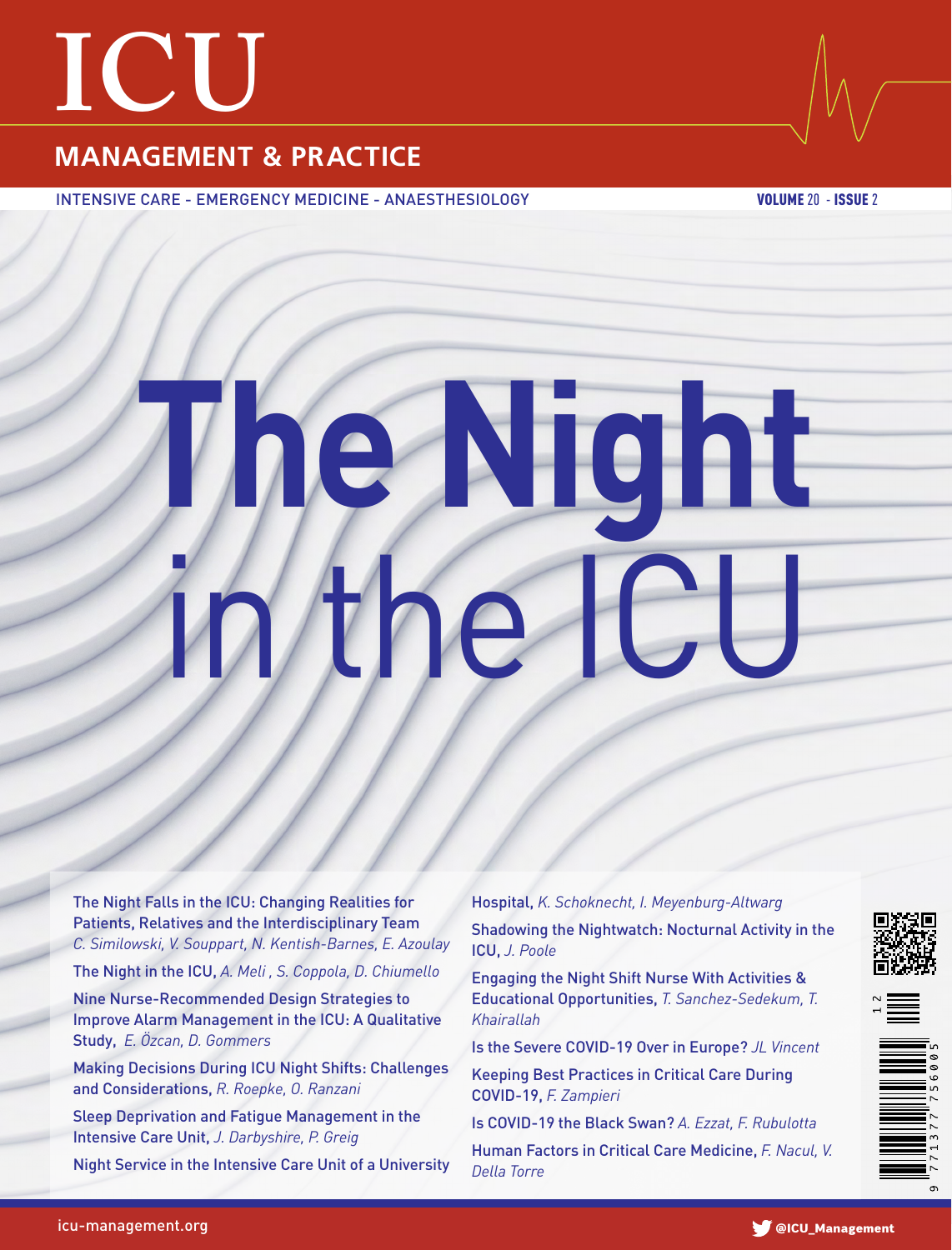# ICU

## MANAGEMENT & PRACTICE

INTENSIVE CARE - EMERGENCY MEDICINE - ANAESTHESIOLOGY

**VOLUME** 20 - **ISSUE** 2

# The Night in the ICU

The Night Falls in the ICU: Changing Realities for Patients, Relatives and the Interdisciplinary Team *C. Similowski, V. Souppart, N. Kentish-Barnes, E. Azoulay*

The Night in the ICU, *A. Meli , S. Coppola, D. Chiumello*

Nine Nurse-Recommended Design Strategies to Improve Alarm Management in the ICU: A Qualitative Study, *E. Özcan, D. Gommers*

Making Decisions During ICU Night Shifts: Challenges and Considerations, *R. Roepke, O. Ranzani*

Sleep Deprivation and Fatigue Management in the Intensive Care Unit, *J. Darbyshire, P. Greig*

Night Service in the Intensive Care Unit of a University Hospital, *K. Schoknecht, I. Meyenburg-Altwarg*

Shadowing the Nightwatch: Nocturnal Activity in the ICU, *J. Poole*

Engaging the Night Shift Nurse With Activities & Educational Opportunities, *T. Sanchez-Sedekum, T. Khairallah*

Is the Severe COVID-19 Over in Europe? *JL Vincent*

Keeping Best Practices in Critical Care During COVID-19, *F. Zampieri*

Is COVID-19 the Black Swan? *A. Ezzat, F. Rubulotta*

Human Factors in Critical Care Medicine, *F. Nacul, V. Della Torre*

icu-management.org

@ICU_Management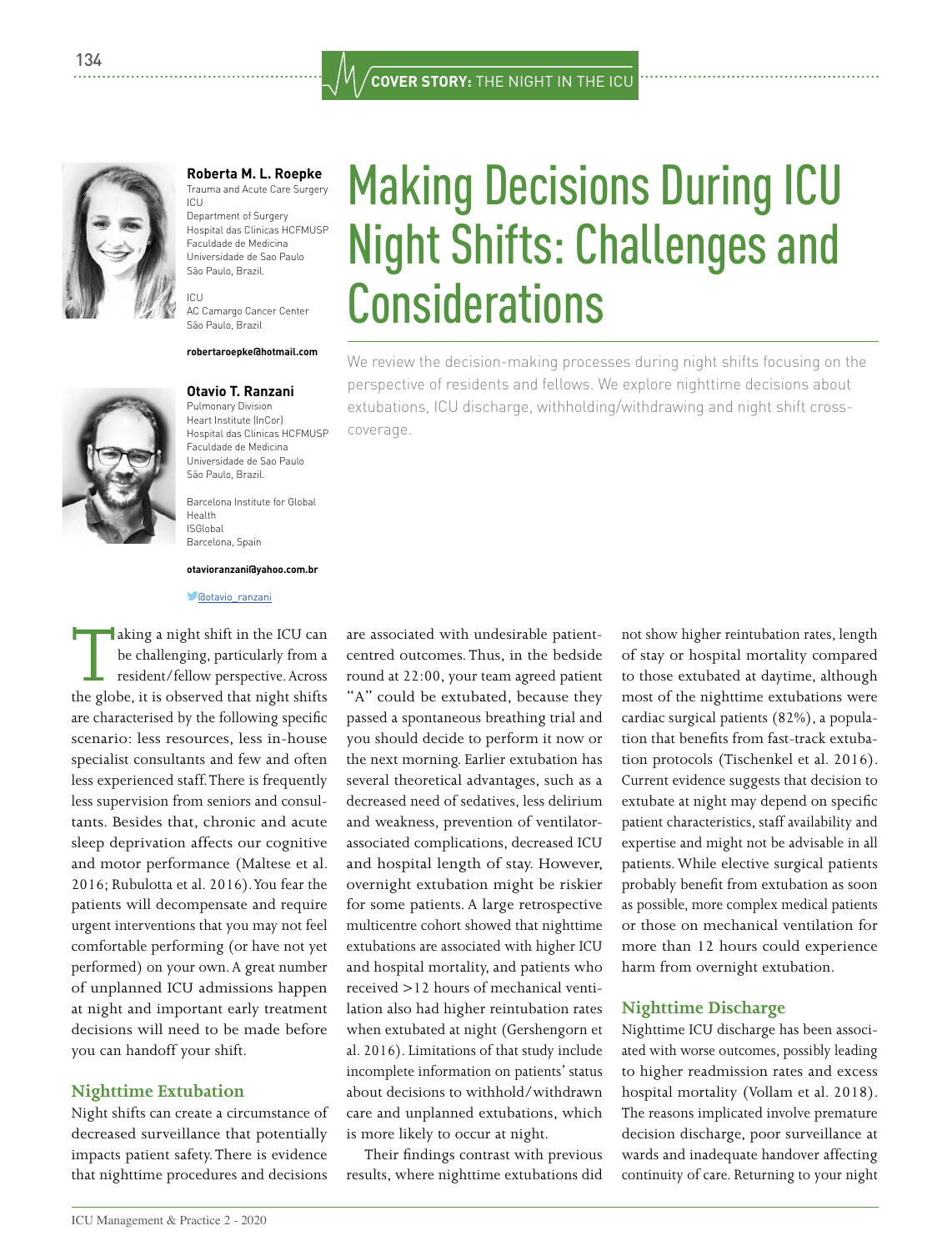# Making Decisions During ICU Night Shifts: Challenges and Considerations

**Roberta M. L. Roepke**
Trauma and Acute Care Surgery ICU
Department of Surgery
Hospital das Clinicas HCFMUSP
Faculdade de Medicina
Universidade de Sao Paulo
São Paulo, Brazil.

ICU
AC Camargo Cancer Center
São Paulo, Brazil

**robertaroepke@hotmail.com**

**Otavio T. Ranzani**
Pulmonary Division
Heart Institute (InCor)
Hospital das Clinicas HCFMUSP
Faculdade de Medicina
Universidade de Sao Paulo
São Paulo, Brazil.

Barcelona Institute for Global Health
ISGlobal
Barcelona, Spain

**otavioranzani@yahoo.com.br**

@otavio_ranzani

We review the decision-making processes during night shifts focusing on the perspective of residents and fellows. We explore nighttime decisions about extubations, ICU discharge, withholding/withdrawing and night shift cross-coverage.

Taking a night shift in the ICU can be challenging, particularly from a resident/fellow perspective. Across the globe, it is observed that night shifts are characterised by the following specific scenario: less resources, less in-house specialist consultants and few and often less experienced staff. There is frequently less supervision from seniors and consultants. Besides that, chronic and acute sleep deprivation affects our cognitive and motor performance (Maltese et al. 2016; Rubulotta et al. 2016). You fear the patients will decompensate and require urgent interventions that you may not feel comfortable performing (or have not yet performed) on your own. A great number of unplanned ICU admissions happen at night and important early treatment decisions will need to be made before you can handoff your shift.

## Nighttime Extubation

Night shifts can create a circumstance of decreased surveillance that potentially impacts patient safety. There is evidence that nighttime procedures and decisions are associated with undesirable patient-centred outcomes. Thus, in the bedside round at 22:00, your team agreed patient "A" could be extubated, because they passed a spontaneous breathing trial and you should decide to perform it now or the next morning. Earlier extubation has several theoretical advantages, such as a decreased need of sedatives, less delirium and weakness, prevention of ventilator-associated complications, decreased ICU and hospital length of stay. However, overnight extubation might be riskier for some patients. A large retrospective multicentre cohort showed that nighttime extubations are associated with higher ICU and hospital mortality, and patients who received >12 hours of mechanical ventilation also had higher reintubation rates when extubated at night (Gershengorn et al. 2016). Limitations of that study include incomplete information on patients' status about decisions to withhold/withdrawn care and unplanned extubations, which is more likely to occur at night.

Their findings contrast with previous results, where nighttime extubations did not show higher reintubation rates, length of stay or hospital mortality compared to those extubated at daytime, although most of the nighttime extubations were cardiac surgical patients (82%), a population that benefits from fast-track extubation protocols (Tischenkel et al. 2016). Current evidence suggests that decision to extubate at night may depend on specific patient characteristics, staff availability and expertise and might not be advisable in all patients. While elective surgical patients probably benefit from extubation as soon as possible, more complex medical patients or those on mechanical ventilation for more than 12 hours could experience harm from overnight extubation.

## Nighttime Discharge

Nighttime ICU discharge has been associated with worse outcomes, possibly leading to higher readmission rates and excess hospital mortality (Vollam et al. 2018). The reasons implicated involve premature decision discharge, poor surveillance at wards and inadequate handover affecting continuity of care. Returning to your night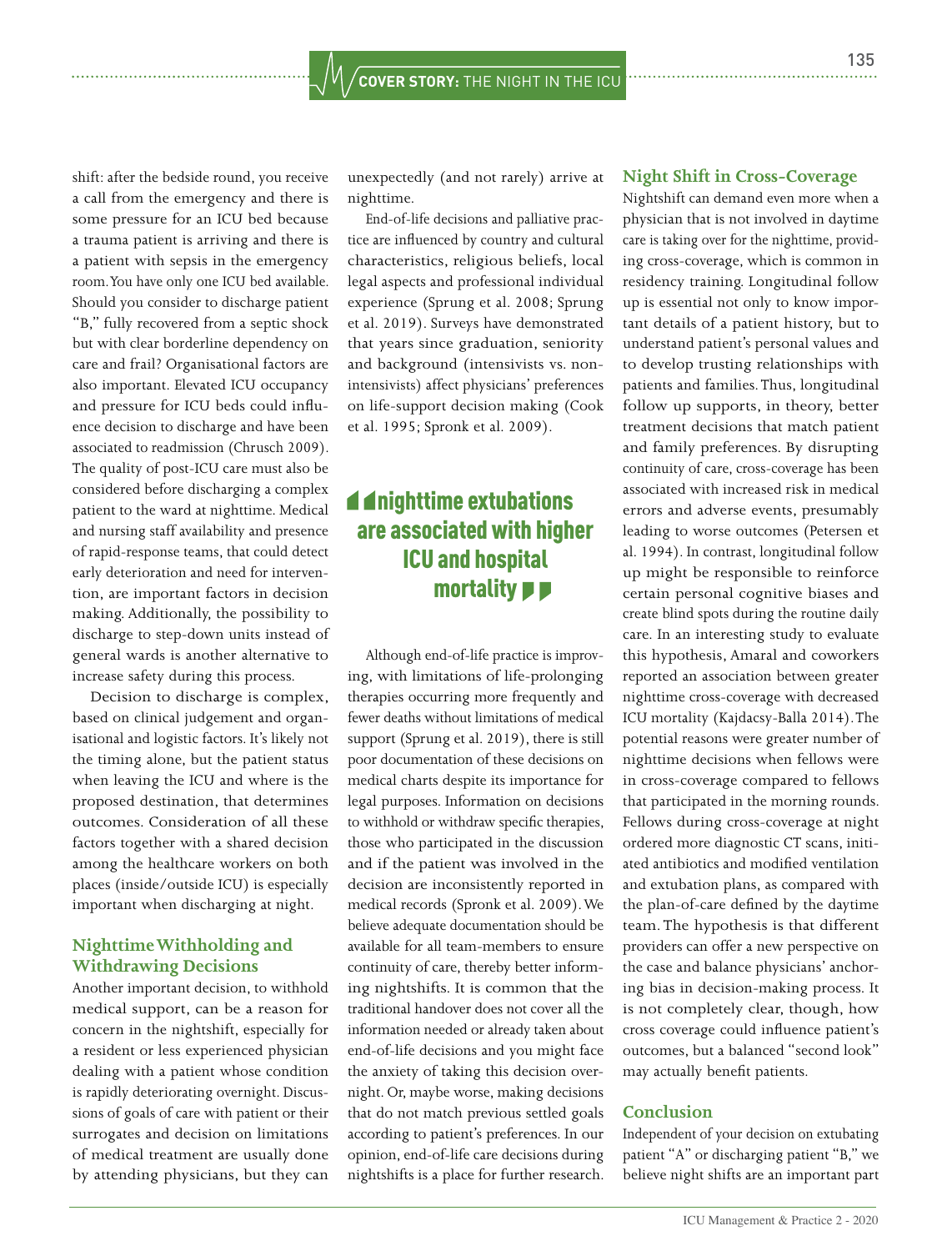shift: after the bedside round, you receive a call from the emergency and there is some pressure for an ICU bed because a trauma patient is arriving and there is a patient with sepsis in the emergency room. You have only one ICU bed available. Should you consider to discharge patient "B," fully recovered from a septic shock but with clear borderline dependency on care and frail? Organisational factors are also important. Elevated ICU occupancy and pressure for ICU beds could influence decision to discharge and have been associated to readmission (Chrusch 2009). The quality of post-ICU care must also be considered before discharging a complex patient to the ward at nighttime. Medical and nursing staff availability and presence of rapid-response teams, that could detect early deterioration and need for intervention, are important factors in decision making. Additionally, the possibility to discharge to step-down units instead of general wards is another alternative to increase safety during this process.

Decision to discharge is complex, based on clinical judgement and organisational and logistic factors. It's likely not the timing alone, but the patient status when leaving the ICU and where is the proposed destination, that determines outcomes. Consideration of all these factors together with a shared decision among the healthcare workers on both places (inside/outside ICU) is especially important when discharging at night.

## Nighttime Withholding and Withdrawing Decisions

Another important decision, to withhold medical support, can be a reason for concern in the nightshift, especially for a resident or less experienced physician dealing with a patient whose condition is rapidly deteriorating overnight. Discussions of goals of care with patient or their surrogates and decision on limitations of medical treatment are usually done by attending physicians, but they can unexpectedly (and not rarely) arrive at nighttime.

End-of-life decisions and palliative practice are influenced by country and cultural characteristics, religious beliefs, local legal aspects and professional individual experience (Sprung et al. 2008; Sprung et al. 2019). Surveys have demonstrated that years since graduation, seniority and background (intensivists vs. non-intensivists) affect physicians' preferences on life-support decision making (Cook et al. 1995; Spronk et al. 2009).

> **nighttime extubations are associated with higher ICU and hospital mortality**

Although end-of-life practice is improving, with limitations of life-prolonging therapies occurring more frequently and fewer deaths without limitations of medical support (Sprung et al. 2019), there is still poor documentation of these decisions on medical charts despite its importance for legal purposes. Information on decisions to withhold or withdraw specific therapies, those who participated in the discussion and if the patient was involved in the decision are inconsistently reported in medical records (Spronk et al. 2009). We believe adequate documentation should be available for all team-members to ensure continuity of care, thereby better informing nightshifts. It is common that the traditional handover does not cover all the information needed or already taken about end-of-life decisions and you might face the anxiety of taking this decision overnight. Or, maybe worse, making decisions that do not match previous settled goals according to patient's preferences. In our opinion, end-of-life care decisions during nightshifts is a place for further research.

## Night Shift in Cross-Coverage

Nightshift can demand even more when a physician that is not involved in daytime care is taking over for the nighttime, providing cross-coverage, which is common in residency training. Longitudinal follow up is essential not only to know important details of a patient history, but to understand patient's personal values and to develop trusting relationships with patients and families. Thus, longitudinal follow up supports, in theory, better treatment decisions that match patient and family preferences. By disrupting continuity of care, cross-coverage has been associated with increased risk in medical errors and adverse events, presumably leading to worse outcomes (Petersen et al. 1994). In contrast, longitudinal follow up might be responsible to reinforce certain personal cognitive biases and create blind spots during the routine daily care. In an interesting study to evaluate this hypothesis, Amaral and coworkers reported an association between greater nighttime cross-coverage with decreased ICU mortality (Kajdacsy-Balla 2014). The potential reasons were greater number of nighttime decisions when fellows were in cross-coverage compared to fellows that participated in the morning rounds. Fellows during cross-coverage at night ordered more diagnostic CT scans, initiated antibiotics and modified ventilation and extubation plans, as compared with the plan-of-care defined by the daytime team. The hypothesis is that different providers can offer a new perspective on the case and balance physicians' anchoring bias in decision-making process. It is not completely clear, though, how cross coverage could influence patient's outcomes, but a balanced "second look" may actually benefit patients.

## Conclusion

Independent of your decision on extubating patient "A" or discharging patient "B," we believe night shifts are an important part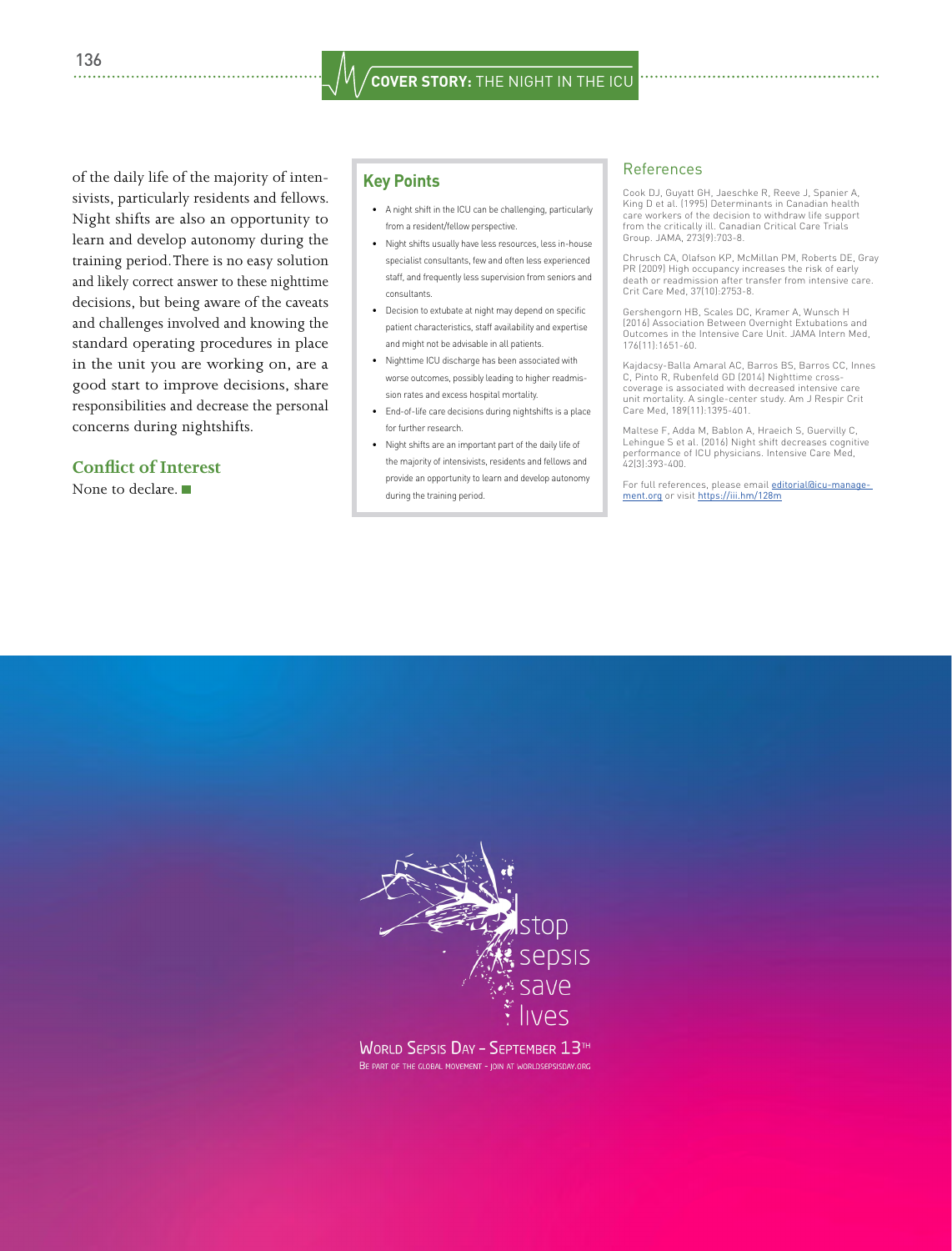of the daily life of the majority of intensivists, particularly residents and fellows. Night shifts are also an opportunity to learn and develop autonomy during the training period. There is no easy solution and likely correct answer to these nighttime decisions, but being aware of the caveats and challenges involved and knowing the standard operating procedures in place in the unit you are working on, are a good start to improve decisions, share responsibilities and decrease the personal concerns during nightshifts.

## Conflict of Interest

None to declare.

## Key Points

- A night shift in the ICU can be challenging, particularly from a resident/fellow perspective.
- Night shifts usually have less resources, less in-house specialist consultants, few and often less experienced staff, and frequently less supervision from seniors and consultants.
- Decision to extubate at night may depend on specific patient characteristics, staff availability and expertise and might not be advisable in all patients.
- Nighttime ICU discharge has been associated with worse outcomes, possibly leading to higher readmission rates and excess hospital mortality.
- End-of-life care decisions during nightshifts is a place for further research.
- Night shifts are an important part of the daily life of the majority of intensivists, residents and fellows and provide an opportunity to learn and develop autonomy during the training period.

## References

Cook DJ, Guyatt GH, Jaeschke R, Reeve J, Spanier A, King D et al. (1995) Determinants in Canadian health care workers of the decision to withdraw life support from the critically ill. Canadian Critical Care Trials Group. JAMA, 273(9):703-8.

Chrusch CA, Olafson KP, McMillan PM, Roberts DE, Gray PR (2009) High occupancy increases the risk of early death or readmission after transfer from intensive care. Crit Care Med, 37(10):2753-8.

Gershengorn HB, Scales DC, Kramer A, Wunsch H (2016) Association Between Overnight Extubations and Outcomes in the Intensive Care Unit. JAMA Intern Med, 176(11):1651-60.

Kajdacsy-Balla Amaral AC, Barros BS, Barros CC, Innes C, Pinto R, Rubenfeld GD (2014) Nighttime cross-coverage is associated with decreased intensive care unit mortality. A single-center study. Am J Respir Crit Care Med, 189(11):1395-401.

Maltese F, Adda M, Bablon A, Hraeich S, Guervilly C, Lehingue S et al. (2016) Night shift decreases cognitive performance of ICU physicians. Intensive Care Med, 42(3):393-400.

For full references, please email editorial@icu-management.org or visit https://iii.hm/128m

stop sepsis save lives

World Sepsis Day – September 13th

Be part of the global movement – join at worldsepsisday.org